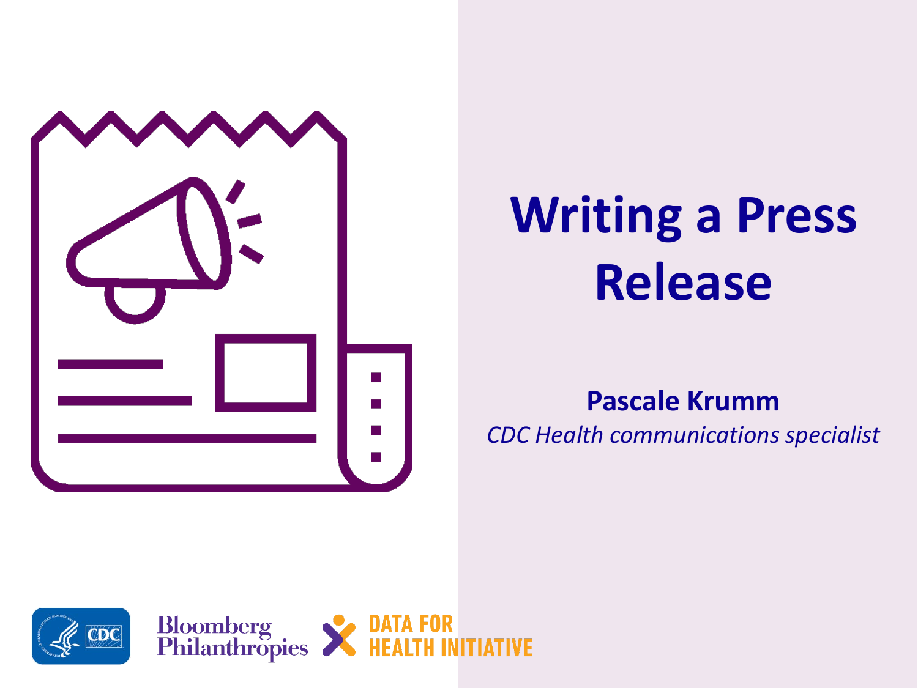# Writing a Press Release

**Pascale Krumm**

*CDC Health communications specialist*

Bloomberg Philanthropies

DATA FOR HEALTH INITIATIVE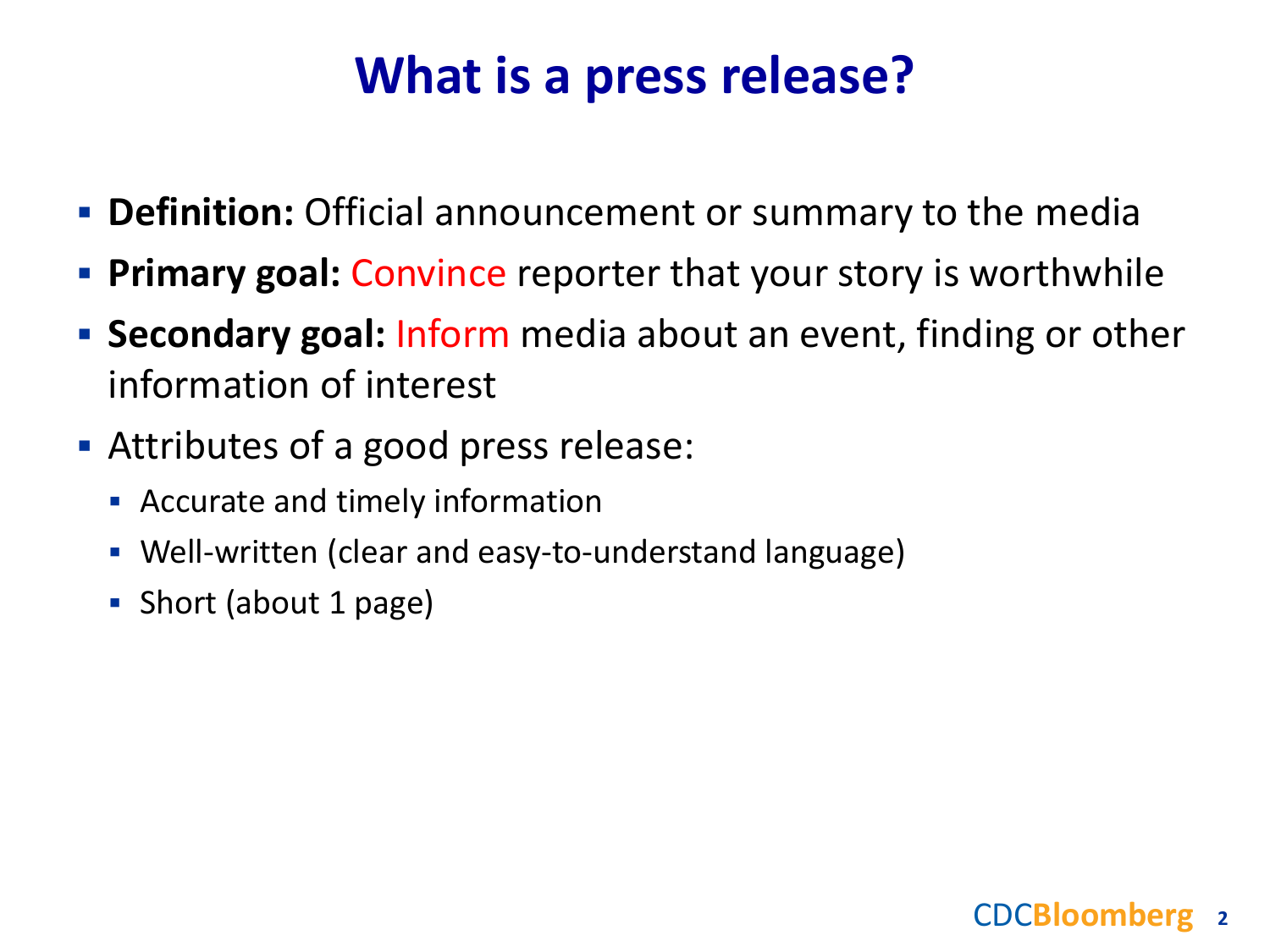# What is a press release?

- **Definition:** Official announcement or summary to the media
- **Primary goal:** Convince reporter that your story is worthwhile
- **Secondary goal:** Inform media about an event, finding or other information of interest
- Attributes of a good press release:
  - Accurate and timely information
  - Well-written (clear and easy-to-understand language)
  - Short (about 1 page)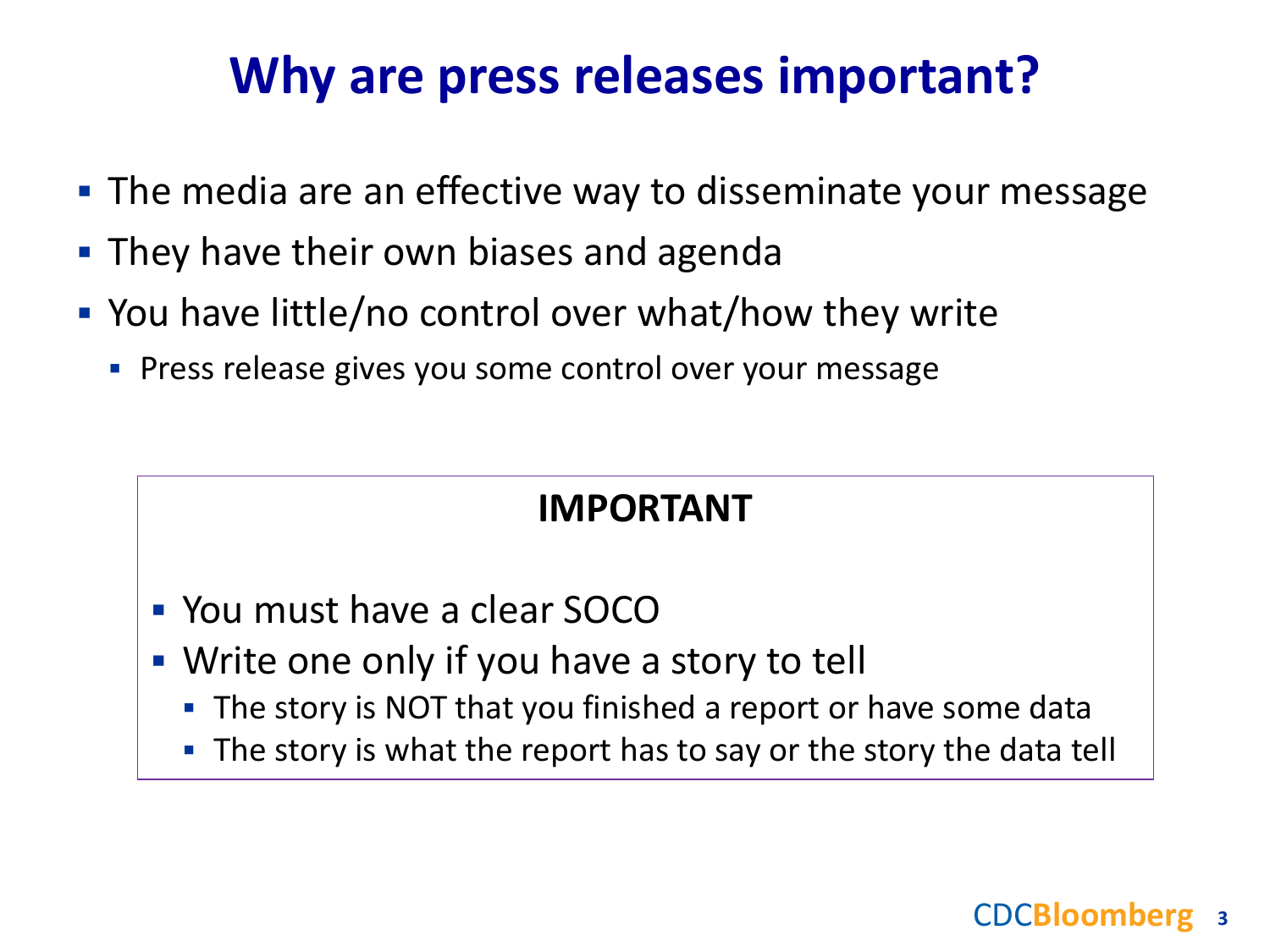# Why are press releases important?

- The media are an effective way to disseminate your message
- They have their own biases and agenda
- You have little/no control over what/how they write
  - Press release gives you some control over your message

**IMPORTANT**

- You must have a clear SOCO
- Write one only if you have a story to tell
  - The story is NOT that you finished a report or have some data
  - The story is what the report has to say or the story the data tell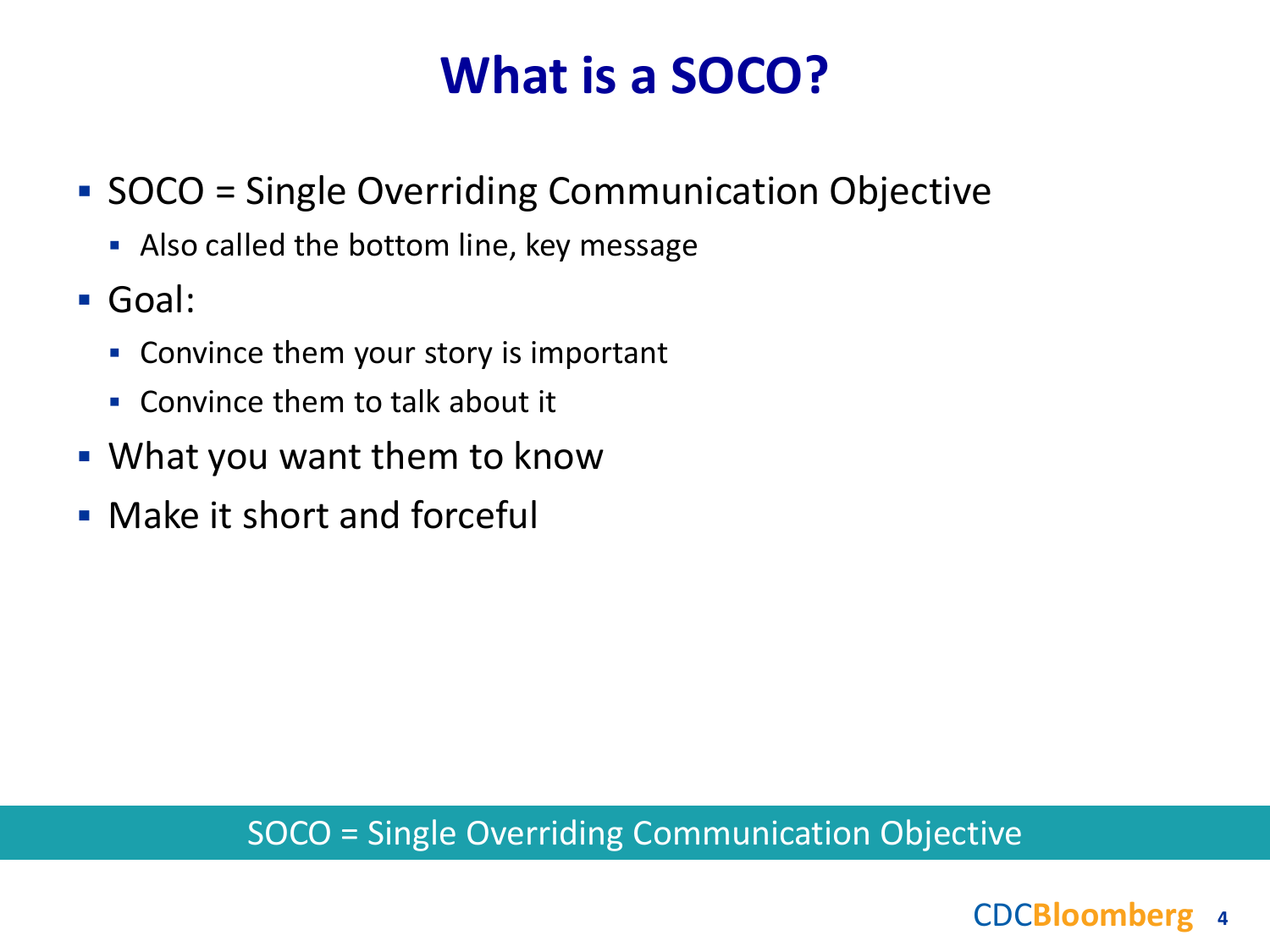# What is a SOCO?

- SOCO = Single Overriding Communication Objective
  - Also called the bottom line, key message
- Goal:
  - Convince them your story is important
  - Convince them to talk about it
- What you want them to know
- Make it short and forceful

SOCO = Single Overriding Communication Objective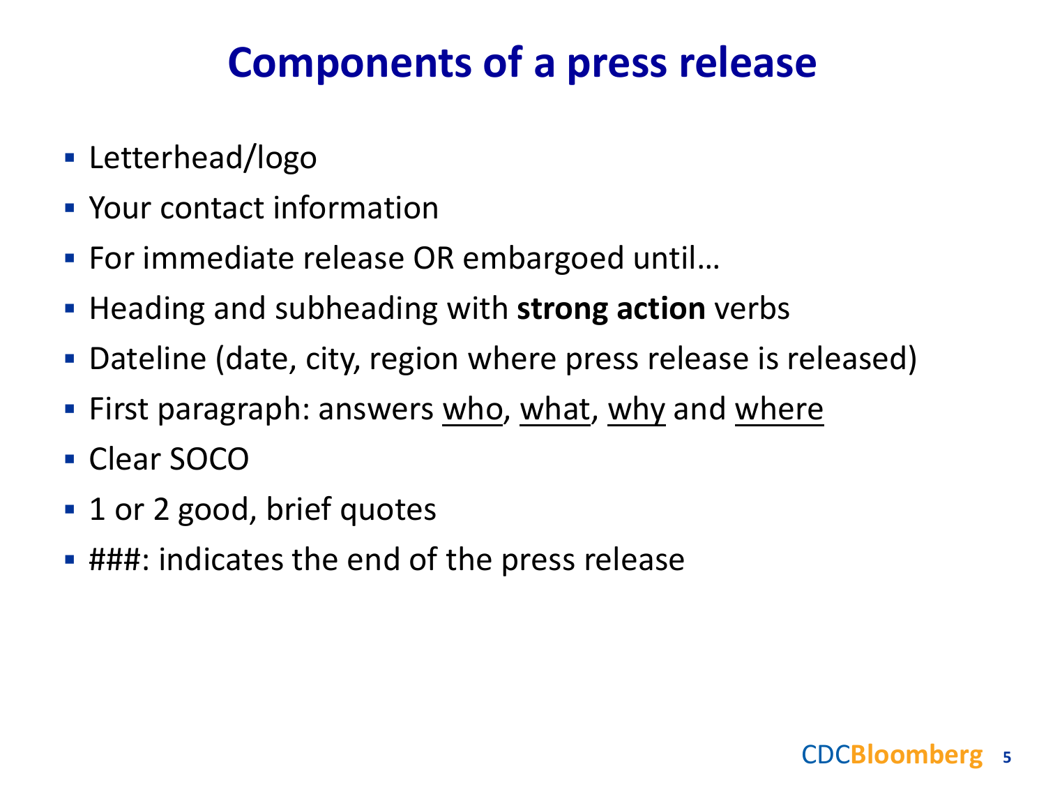# Components of a press release

- Letterhead/logo
- Your contact information
- For immediate release OR embargoed until…
- Heading and subheading with **strong action** verbs
- Dateline (date, city, region where press release is released)
- First paragraph: answers <u>who</u>, <u>what</u>, <u>why</u> and <u>where</u>
- Clear SOCO
- 1 or 2 good, brief quotes
- ###: indicates the end of the press release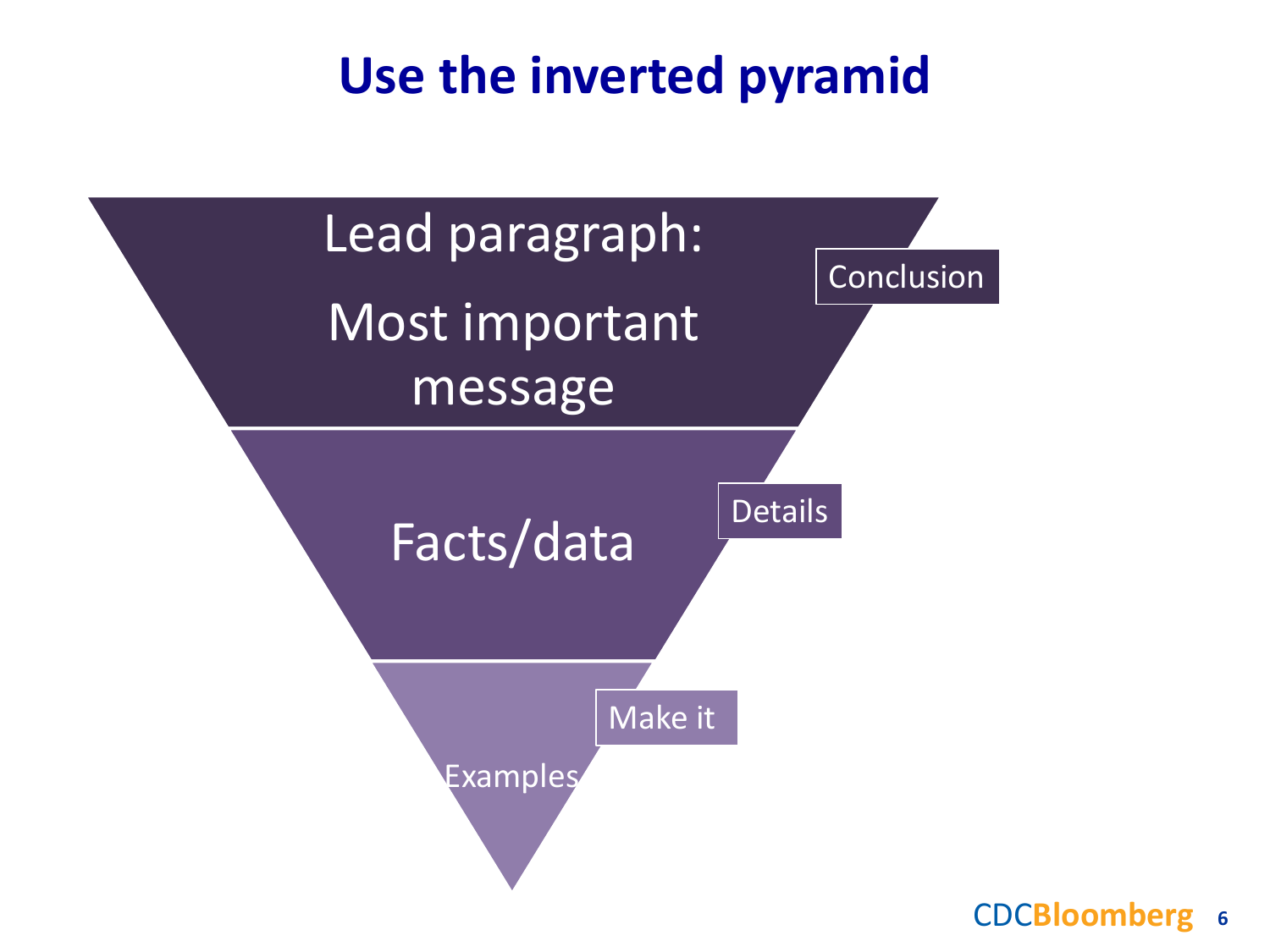# Use the inverted pyramid

Lead paragraph:

Most important message

Conclusion

Facts/data

Details

Examples

Make it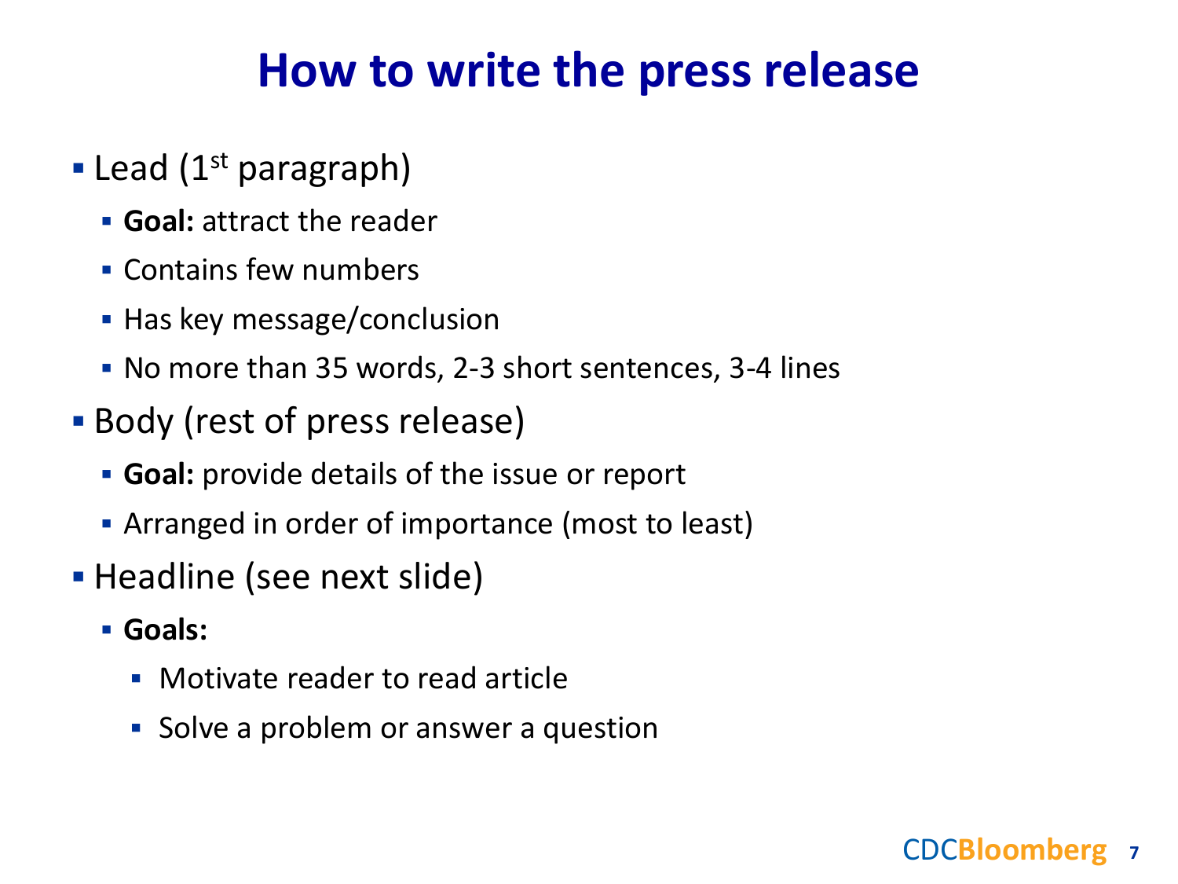# How to write the press release

- Lead (1st paragraph)
  - **Goal:** attract the reader
  - Contains few numbers
  - Has key message/conclusion
  - No more than 35 words, 2-3 short sentences, 3-4 lines
- Body (rest of press release)
  - **Goal:** provide details of the issue or report
  - Arranged in order of importance (most to least)
- Headline (see next slide)
  - **Goals:**
    - Motivate reader to read article
    - Solve a problem or answer a question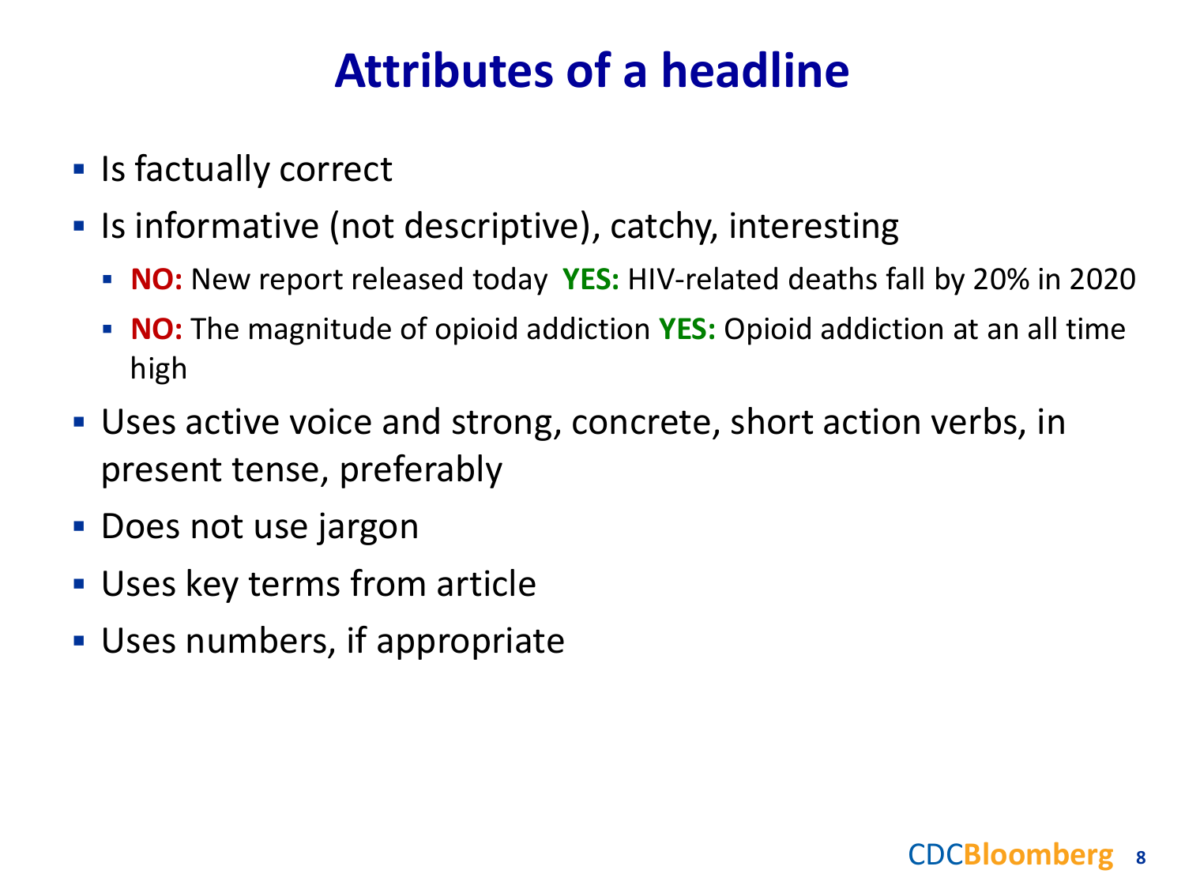# Attributes of a headline

- Is factually correct
- Is informative (not descriptive), catchy, interesting
  - **NO:** New report released today **YES:** HIV-related deaths fall by 20% in 2020
  - **NO:** The magnitude of opioid addiction **YES:** Opioid addiction at an all time high
- Uses active voice and strong, concrete, short action verbs, in present tense, preferably
- Does not use jargon
- Uses key terms from article
- Uses numbers, if appropriate

CDCBloomberg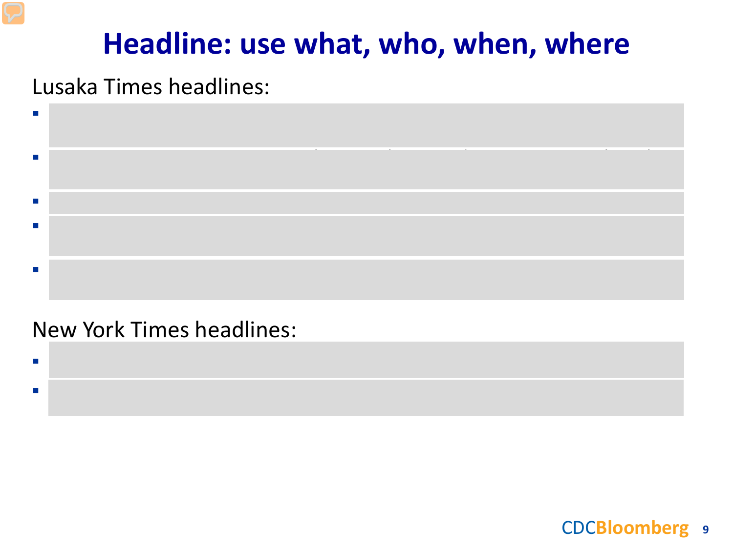# Headline: use what, who, when, where

Lusaka Times headlines:

New York Times headlines: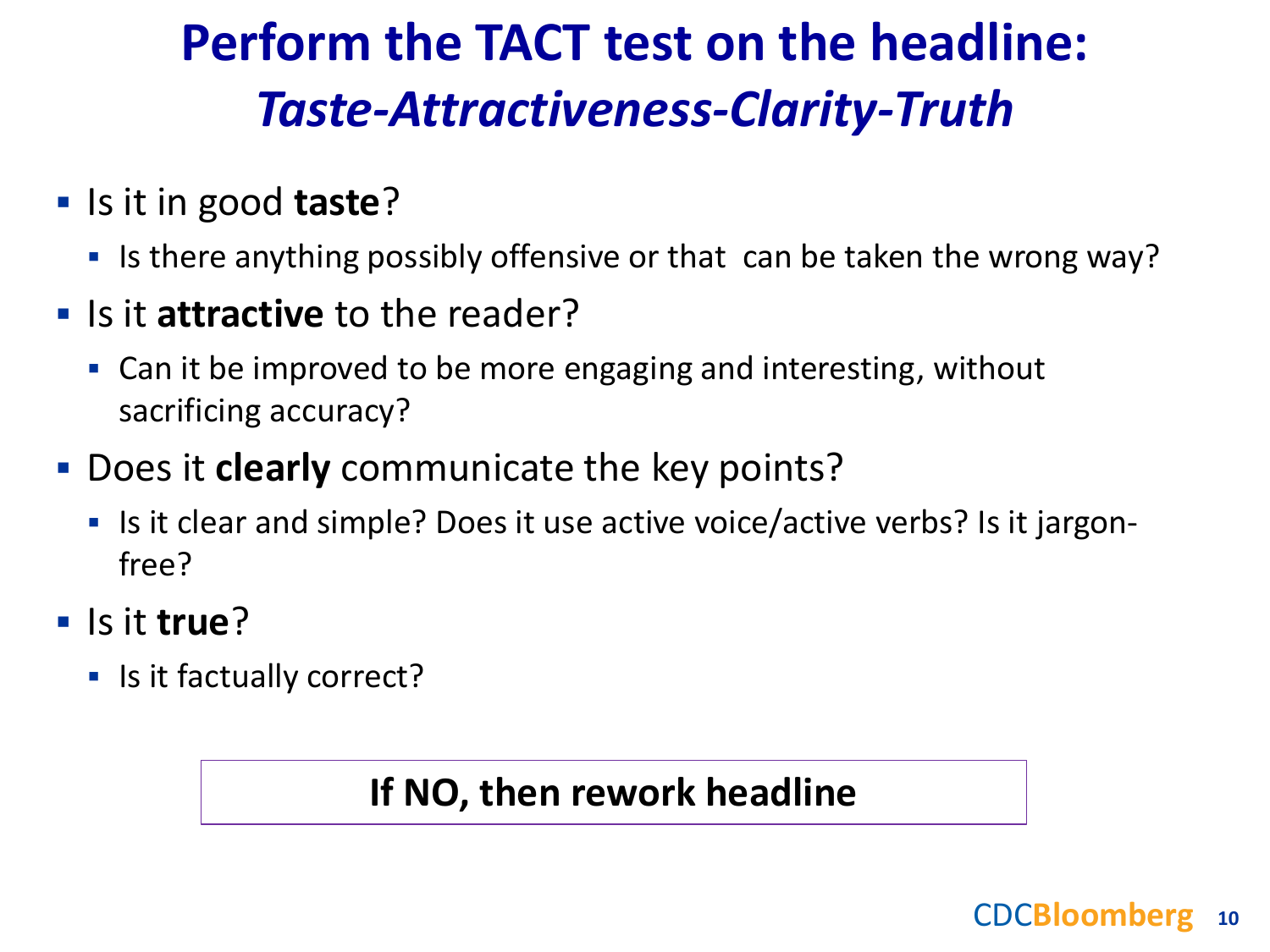# Perform the TACT test on the headline: *Taste-Attractiveness-Clarity-Truth*

- Is it in good **taste**?
  - Is there anything possibly offensive or that can be taken the wrong way?
- Is it **attractive** to the reader?
  - Can it be improved to be more engaging and interesting, without sacrificing accuracy?
- Does it **clearly** communicate the key points?
  - Is it clear and simple? Does it use active voice/active verbs? Is it jargon-free?
- Is it **true**?
  - Is it factually correct?

**If NO, then rework headline**

CDCBloomberg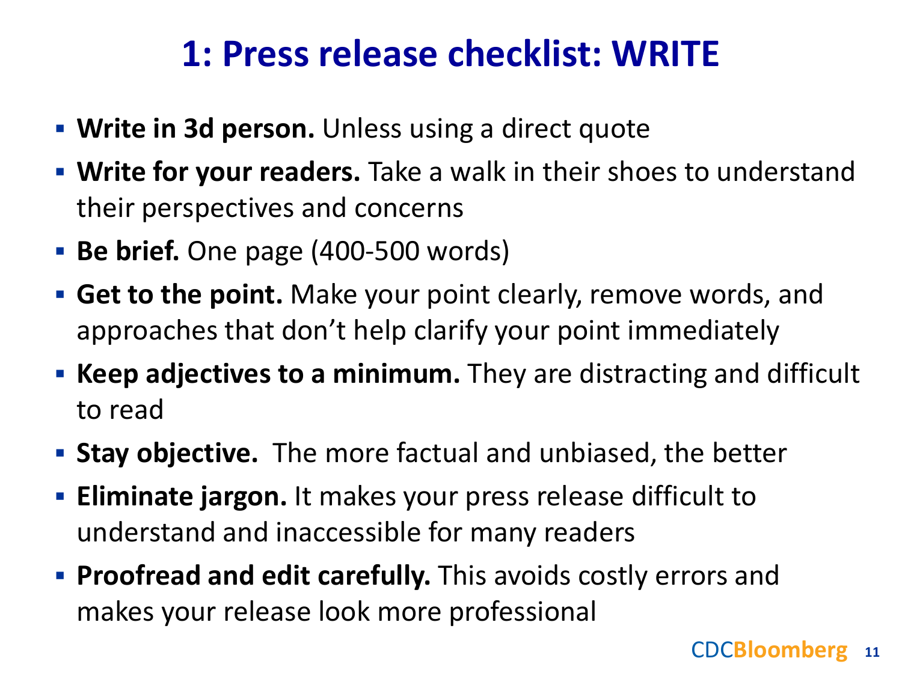# 1: Press release checklist: WRITE

- **Write in 3d person.** Unless using a direct quote
- **Write for your readers.** Take a walk in their shoes to understand their perspectives and concerns
- **Be brief.** One page (400-500 words)
- **Get to the point.** Make your point clearly, remove words, and approaches that don't help clarify your point immediately
- **Keep adjectives to a minimum.** They are distracting and difficult to read
- **Stay objective.** The more factual and unbiased, the better
- **Eliminate jargon.** It makes your press release difficult to understand and inaccessible for many readers
- **Proofread and edit carefully.** This avoids costly errors and makes your release look more professional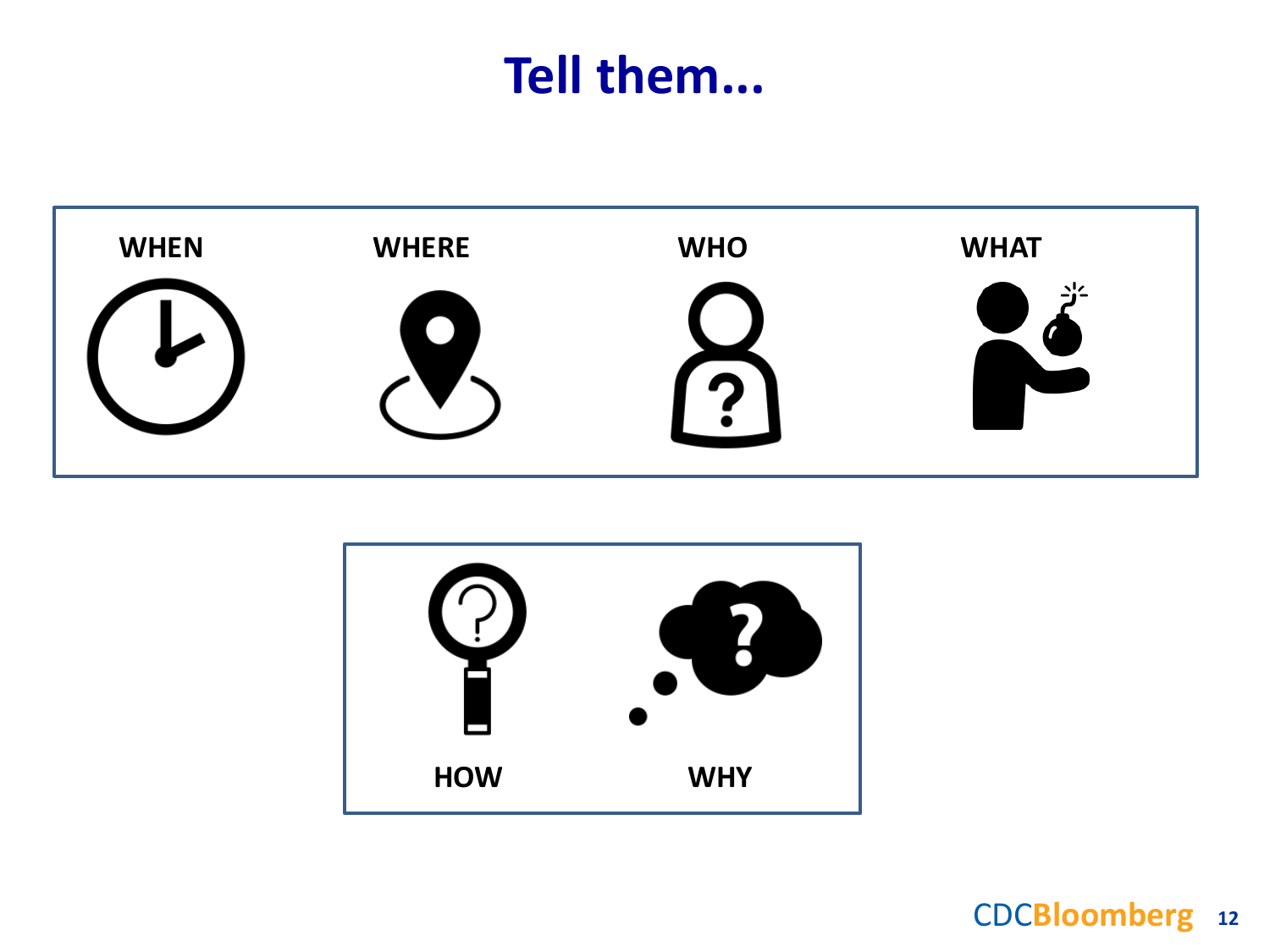# Tell them...

WHEN

WHERE

WHO

WHAT

HOW

WHY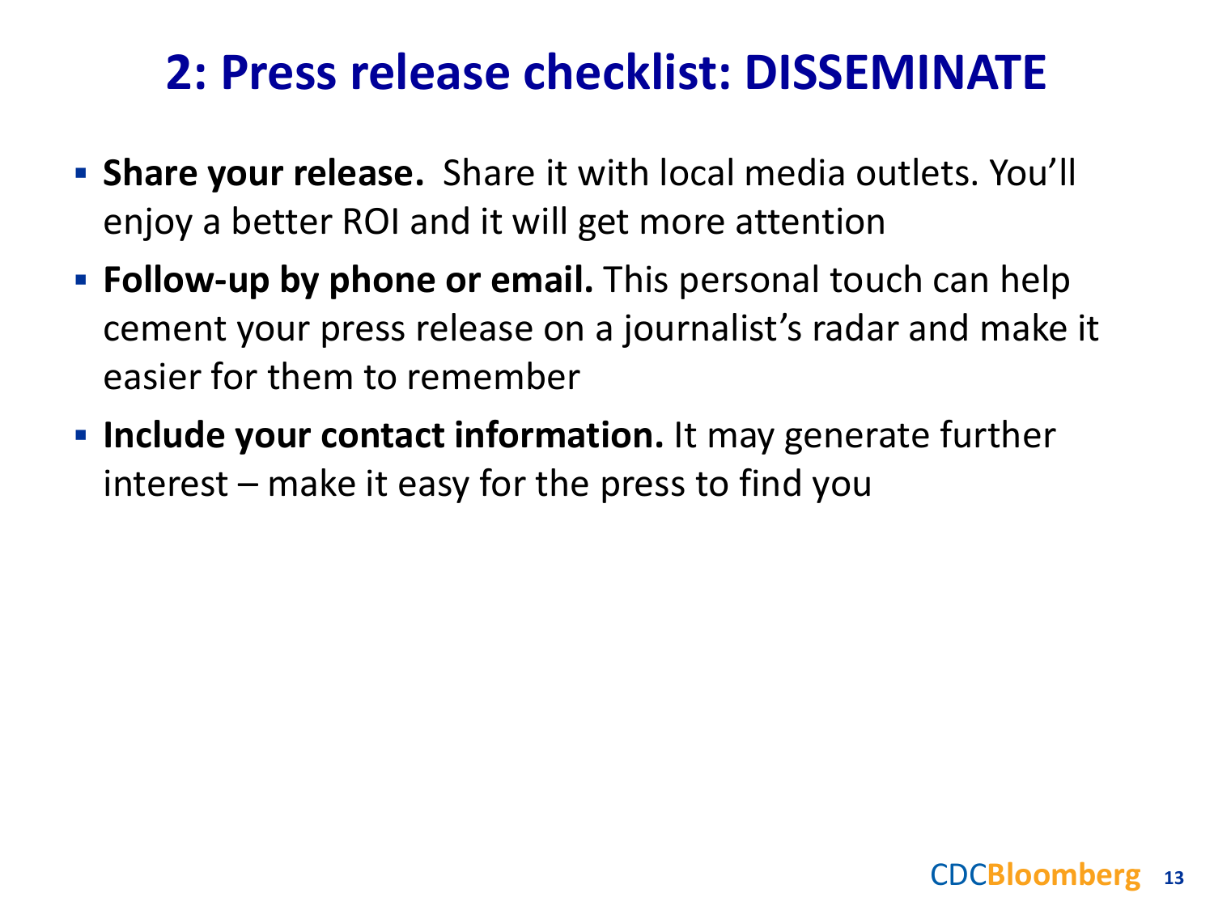# 2: Press release checklist: DISSEMINATE

- **Share your release.** Share it with local media outlets. You'll enjoy a better ROI and it will get more attention
- **Follow-up by phone or email.** This personal touch can help cement your press release on a journalist's radar and make it easier for them to remember
- **Include your contact information.** It may generate further interest – make it easy for the press to find you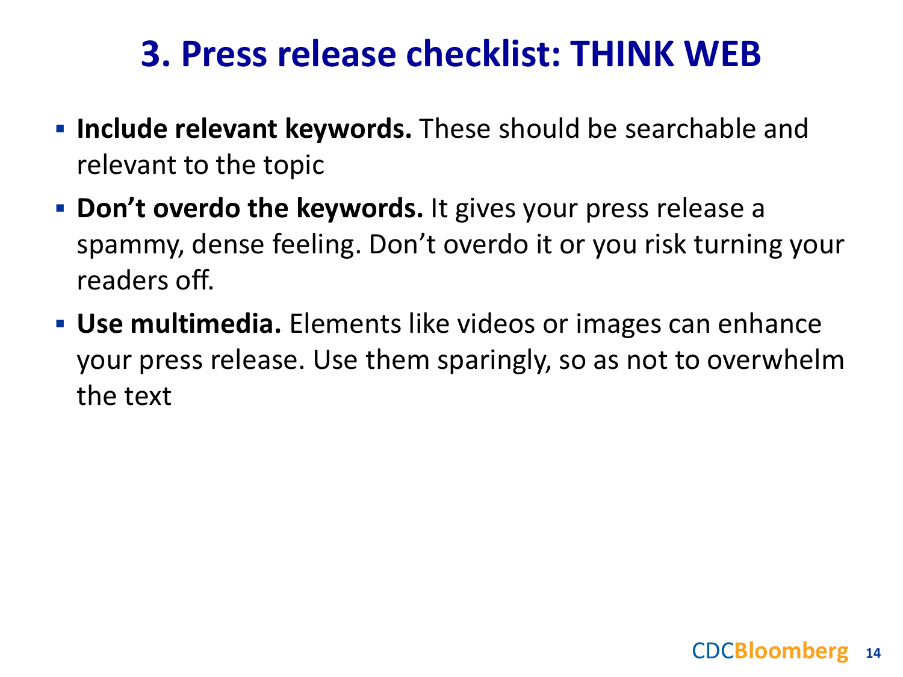# 3. Press release checklist: THINK WEB

- **Include relevant keywords.** These should be searchable and relevant to the topic
- **Don't overdo the keywords.** It gives your press release a spammy, dense feeling. Don't overdo it or you risk turning your readers off.
- **Use multimedia.** Elements like videos or images can enhance your press release. Use them sparingly, so as not to overwhelm the text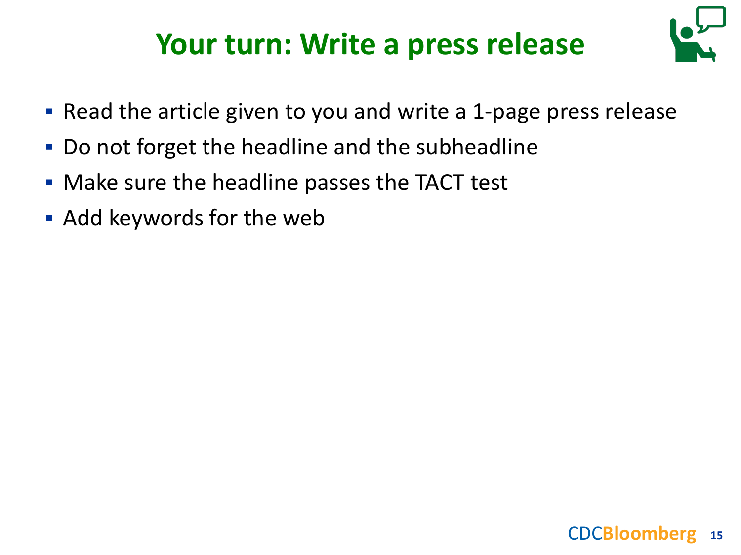# Your turn: Write a press release

- Read the article given to you and write a 1-page press release
- Do not forget the headline and the subheadline
- Make sure the headline passes the TACT test
- Add keywords for the web